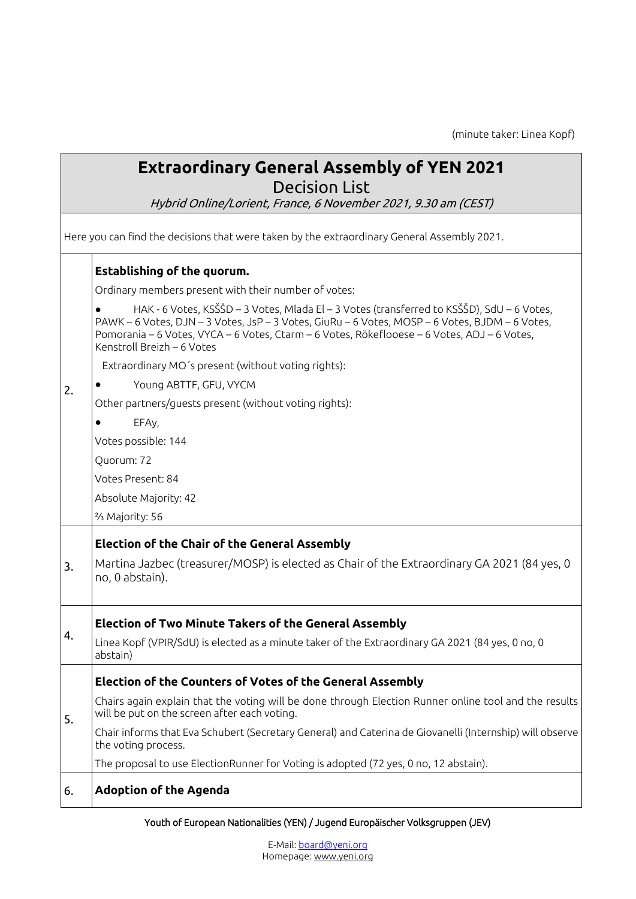(minute taker: Linea Kopf)

# Extraordinary General Assembly of YEN 2021

## Decision List

*Hybrid Online/Lorient, France, 6 November 2021, 9.30 am (CEST)*

Here you can find the decisions that were taken by the extraordinary General Assembly 2021.

| | |
|---|---|
| 2. | **Establishing of the quorum.**<br><br>Ordinary members present with their number of votes:<br><br>• HAK - 6 Votes, KSŠŠD – 3 Votes, Mlada El – 3 Votes (transferred to KSŠŠD), SdU – 6 Votes, PAWK – 6 Votes, DJN – 3 Votes, JsP – 3 Votes, GiuRu – 6 Votes, MOSP – 6 Votes, BJDM – 6 Votes, Pomorania – 6 Votes, VYCA – 6 Votes, Ctarm – 6 Votes, Rökeflooese – 6 Votes, ADJ – 6 Votes, Kenstroll Breizh – 6 Votes<br><br>Extraordinary MO´s present (without voting rights):<br><br>• Young ABTTF, GFU, VYCM<br><br>Other partners/guests present (without voting rights):<br><br>• EFAy,<br><br>Votes possible: 144<br><br>Quorum: 72<br><br>Votes Present: 84<br><br>Absolute Majority: 42<br><br>⅔ Majority: 56 |
| 3. | **Election of the Chair of the General Assembly**<br><br>Martina Jazbec (treasurer/MOSP) is elected as Chair of the Extraordinary GA 2021 (84 yes, 0 no, 0 abstain). |
| 4. | **Election of Two Minute Takers of the General Assembly**<br><br>Linea Kopf (VPIR/SdU) is elected as a minute taker of the Extraordinary GA 2021 (84 yes, 0 no, 0 abstain) |
| 5. | **Election of the Counters of Votes of the General Assembly**<br><br>Chairs again explain that the voting will be done through Election Runner online tool and the results will be put on the screen after each voting.<br><br>Chair informs that Eva Schubert (Secretary General) and Caterina de Giovanelli (Internship) will observe the voting process.<br><br>The proposal to use ElectionRunner for Voting is adopted (72 yes, 0 no, 12 abstain). |
| 6. | **Adoption of the Agenda** |

Youth of European Nationalities (YEN) / Jugend Europäischer Volksgruppen (JEV)

E-Mail: board@yeni.org
Homepage: www.yeni.org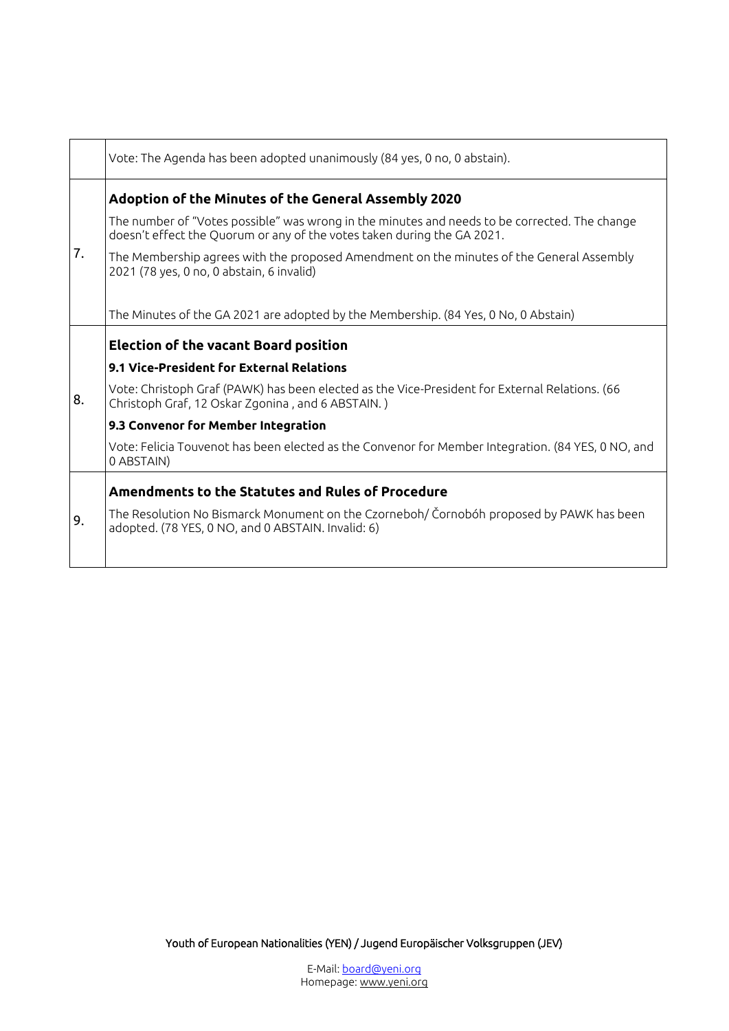| | |
|---|---|
| | Vote: The Agenda has been adopted unanimously (84 yes, 0 no, 0 abstain). |
| 7. | **Adoption of the Minutes of the General Assembly 2020**<br><br>The number of "Votes possible" was wrong in the minutes and needs to be corrected. The change doesn't effect the Quorum or any of the votes taken during the GA 2021.<br><br>The Membership agrees with the proposed Amendment on the minutes of the General Assembly 2021 (78 yes, 0 no, 0 abstain, 6 invalid)<br><br>The Minutes of the GA 2021 are adopted by the Membership. (84 Yes, 0 No, 0 Abstain) |
| 8. | **Election of the vacant Board position**<br><br>**9.1 Vice-President for External Relations**<br><br>Vote: Christoph Graf (PAWK) has been elected as the Vice-President for External Relations. (66 Christoph Graf, 12 Oskar Zgonina , and 6 ABSTAIN. )<br><br>**9.3 Convenor for Member Integration**<br><br>Vote: Felicia Touvenot has been elected as the Convenor for Member Integration. (84 YES, 0 NO, and 0 ABSTAIN) |
| 9. | **Amendments to the Statutes and Rules of Procedure**<br><br>The Resolution No Bismarck Monument on the Czorneboh/ Čornobóh proposed by PAWK has been adopted. (78 YES, 0 NO, and 0 ABSTAIN. Invalid: 6) |

Youth of European Nationalities (YEN) / Jugend Europäischer Volksgruppen (JEV)

E-Mail: board@yeni.org
Homepage: www.yeni.org